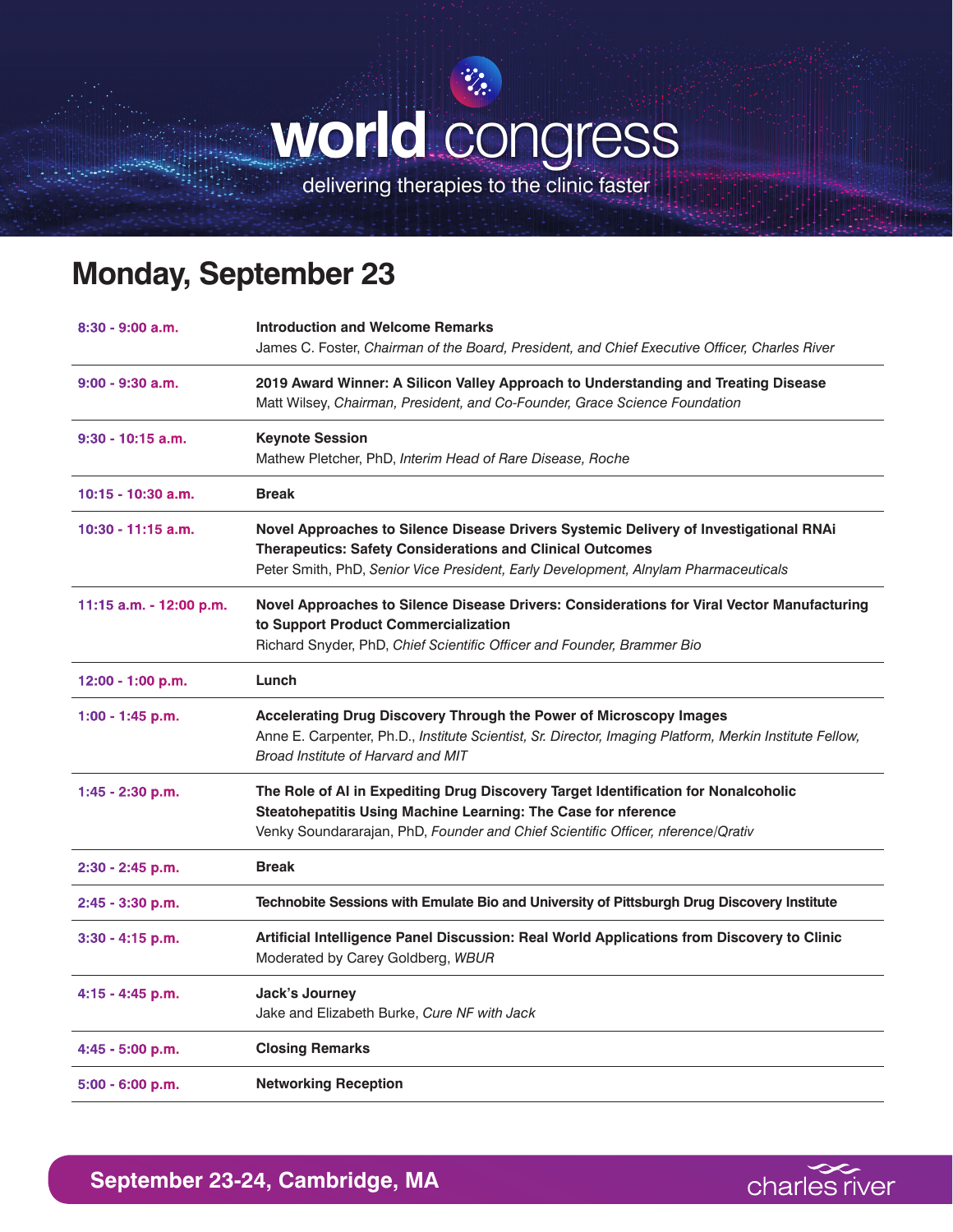# world congress

delivering therapies to the clinic faster

## Monday, September 23

| Time | Session |
|---|---|
| 8:30 - 9:00 a.m. | **Introduction and Welcome Remarks**<br>James C. Foster, *Chairman of the Board, President, and Chief Executive Officer, Charles River* |
| 9:00 - 9:30 a.m. | **2019 Award Winner: A Silicon Valley Approach to Understanding and Treating Disease**<br>Matt Wilsey, *Chairman, President, and Co-Founder, Grace Science Foundation* |
| 9:30 - 10:15 a.m. | **Keynote Session**<br>Mathew Pletcher, PhD, *Interim Head of Rare Disease, Roche* |
| 10:15 - 10:30 a.m. | **Break** |
| 10:30 - 11:15 a.m. | **Novel Approaches to Silence Disease Drivers Systemic Delivery of Investigational RNAi Therapeutics: Safety Considerations and Clinical Outcomes**<br>Peter Smith, PhD, *Senior Vice President, Early Development, Alnylam Pharmaceuticals* |
| 11:15 a.m. - 12:00 p.m. | **Novel Approaches to Silence Disease Drivers: Considerations for Viral Vector Manufacturing to Support Product Commercialization**<br>Richard Snyder, PhD, *Chief Scientific Officer and Founder, Brammer Bio* |
| 12:00 - 1:00 p.m. | **Lunch** |
| 1:00 - 1:45 p.m. | **Accelerating Drug Discovery Through the Power of Microscopy Images**<br>Anne E. Carpenter, Ph.D., *Institute Scientist, Sr. Director, Imaging Platform, Merkin Institute Fellow, Broad Institute of Harvard and MIT* |
| 1:45 - 2:30 p.m. | **The Role of AI in Expediting Drug Discovery Target Identification for Nonalcoholic Steatohepatitis Using Machine Learning: The Case for nference**<br>Venky Soundararajan, PhD, *Founder and Chief Scientific Officer, nference/Qrativ* |
| 2:30 - 2:45 p.m. | **Break** |
| 2:45 - 3:30 p.m. | **Technobite Sessions with Emulate Bio and University of Pittsburgh Drug Discovery Institute** |
| 3:30 - 4:15 p.m. | **Artificial Intelligence Panel Discussion: Real World Applications from Discovery to Clinic**<br>Moderated by Carey Goldberg, *WBUR* |
| 4:15 - 4:45 p.m. | **Jack's Journey**<br>Jake and Elizabeth Burke, *Cure NF with Jack* |
| 4:45 - 5:00 p.m. | **Closing Remarks** |
| 5:00 - 6:00 p.m. | **Networking Reception** |

**September 23-24, Cambridge, MA**

charles river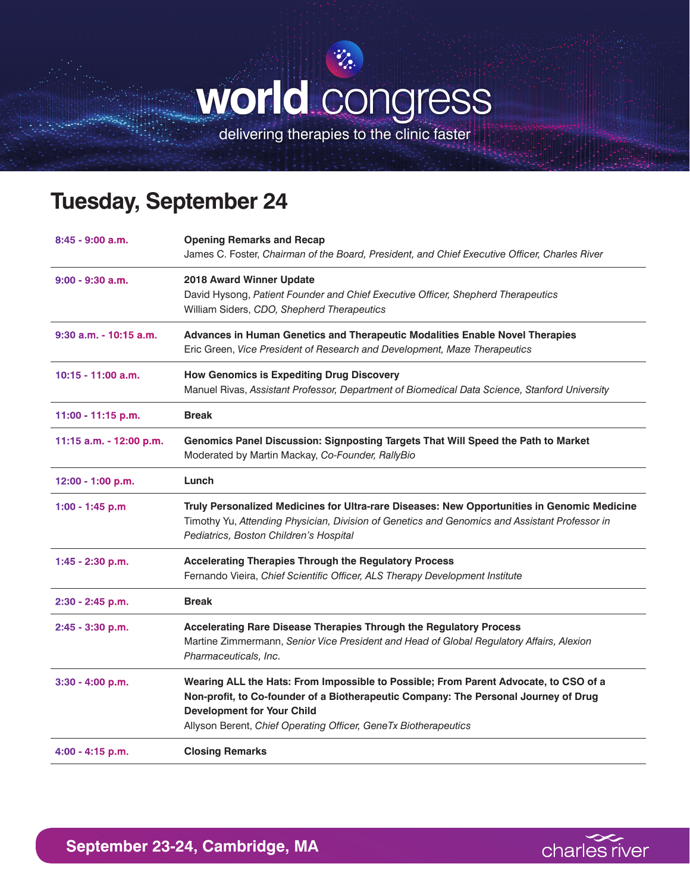# world congress

delivering therapies to the clinic faster

## Tuesday, September 24

| | |
|---|---|
| 8:45 - 9:00 a.m. | **Opening Remarks and Recap**<br>James C. Foster, *Chairman of the Board, President, and Chief Executive Officer, Charles River* |
| 9:00 - 9:30 a.m. | **2018 Award Winner Update**<br>David Hysong, *Patient Founder and Chief Executive Officer, Shepherd Therapeutics*<br>William Siders, *CDO, Shepherd Therapeutics* |
| 9:30 a.m. - 10:15 a.m. | **Advances in Human Genetics and Therapeutic Modalities Enable Novel Therapies**<br>Eric Green, *Vice President of Research and Development, Maze Therapeutics* |
| 10:15 - 11:00 a.m. | **How Genomics is Expediting Drug Discovery**<br>Manuel Rivas, *Assistant Professor, Department of Biomedical Data Science, Stanford University* |
| 11:00 - 11:15 p.m. | **Break** |
| 11:15 a.m. - 12:00 p.m. | **Genomics Panel Discussion: Signposting Targets That Will Speed the Path to Market**<br>Moderated by Martin Mackay, *Co-Founder, RallyBio* |
| 12:00 - 1:00 p.m. | **Lunch** |
| 1:00 - 1:45 p.m | **Truly Personalized Medicines for Ultra-rare Diseases: New Opportunities in Genomic Medicine**<br>Timothy Yu, *Attending Physician, Division of Genetics and Genomics and Assistant Professor in Pediatrics, Boston Children's Hospital* |
| 1:45 - 2:30 p.m. | **Accelerating Therapies Through the Regulatory Process**<br>Fernando Vieira, *Chief Scientific Officer, ALS Therapy Development Institute* |
| 2:30 - 2:45 p.m. | **Break** |
| 2:45 - 3:30 p.m. | **Accelerating Rare Disease Therapies Through the Regulatory Process**<br>Martine Zimmermann, *Senior Vice President and Head of Global Regulatory Affairs, Alexion Pharmaceuticals, Inc.* |
| 3:30 - 4:00 p.m. | **Wearing ALL the Hats: From Impossible to Possible; From Parent Advocate, to CSO of a Non-profit, to Co-founder of a Biotherapeutic Company: The Personal Journey of Drug Development for Your Child**<br>Allyson Berent, *Chief Operating Officer, GeneTx Biotherapeutics* |
| 4:00 - 4:15 p.m. | **Closing Remarks** |

**September 23-24, Cambridge, MA**

charles river